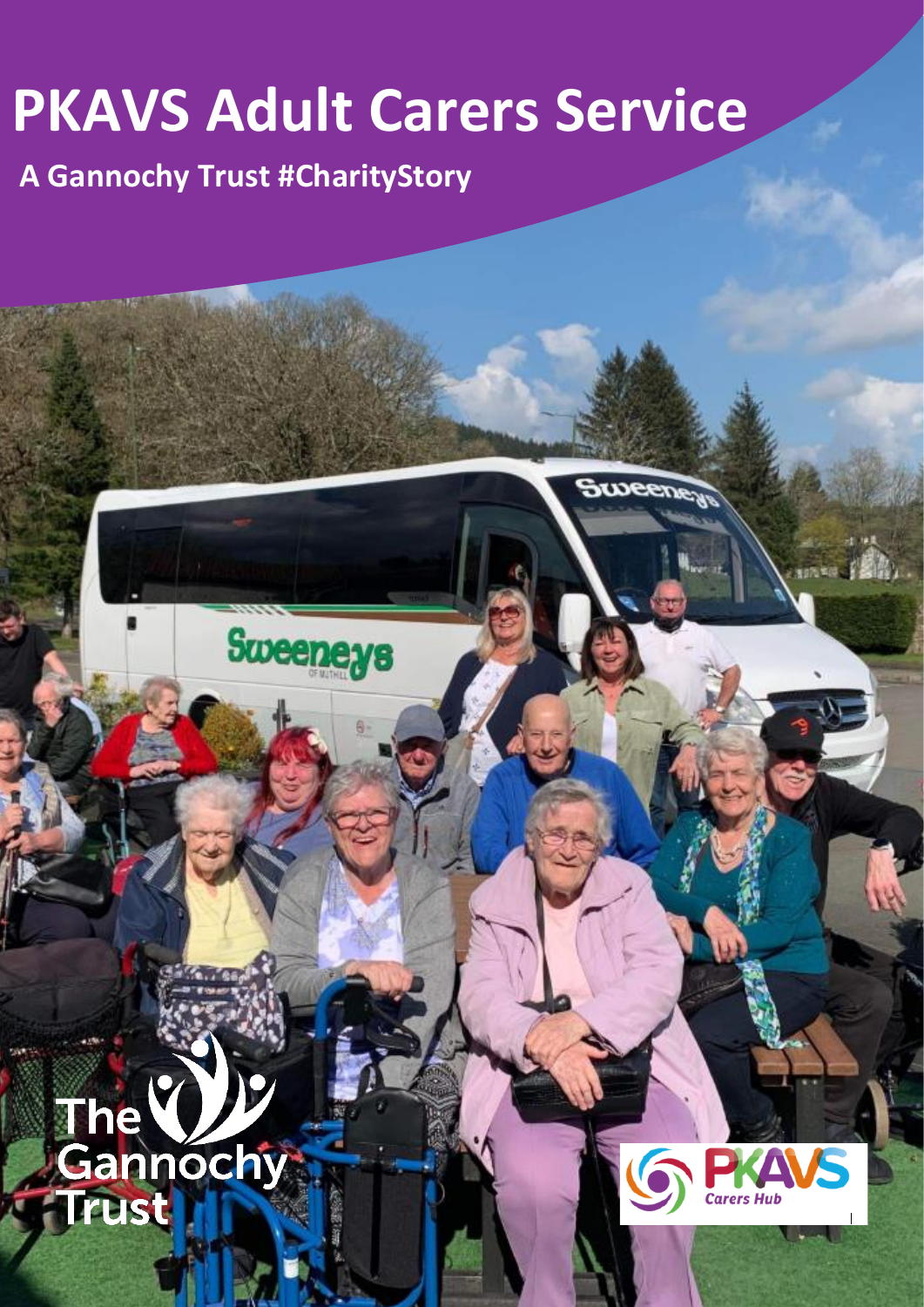# PKAVS Adult Carers Service

## A Gannochy Trust #CharityStory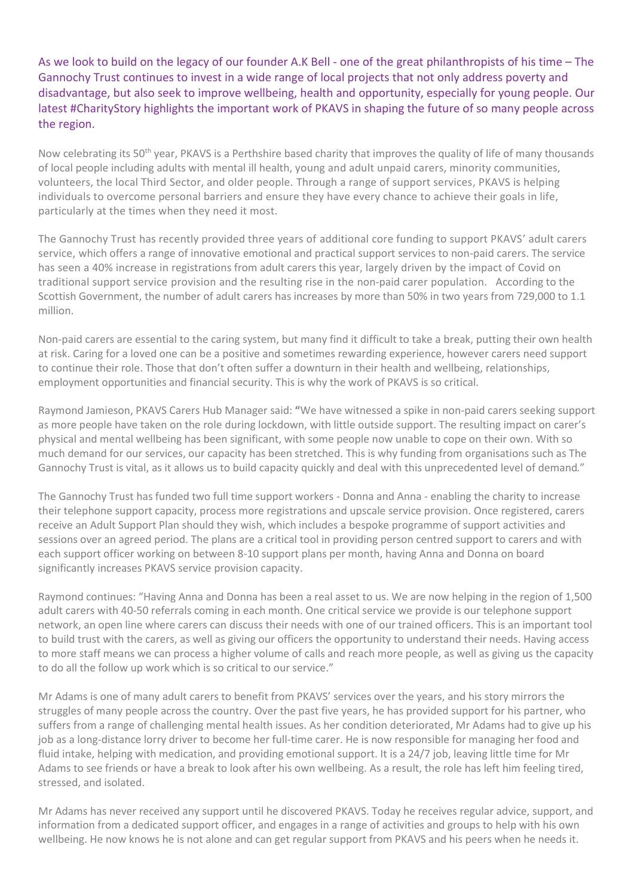As we look to build on the legacy of our founder A.K Bell - one of the great philanthropists of his time – The Gannochy Trust continues to invest in a wide range of local projects that not only address poverty and disadvantage, but also seek to improve wellbeing, health and opportunity, especially for young people. Our latest #CharityStory highlights the important work of PKAVS in shaping the future of so many people across the region.

Now celebrating its 50th year, PKAVS is a Perthshire based charity that improves the quality of life of many thousands of local people including adults with mental ill health, young and adult unpaid carers, minority communities, volunteers, the local Third Sector, and older people. Through a range of support services, PKAVS is helping individuals to overcome personal barriers and ensure they have every chance to achieve their goals in life, particularly at the times when they need it most.

The Gannochy Trust has recently provided three years of additional core funding to support PKAVS' adult carers service, which offers a range of innovative emotional and practical support services to non-paid carers. The service has seen a 40% increase in registrations from adult carers this year, largely driven by the impact of Covid on traditional support service provision and the resulting rise in the non-paid carer population. According to the Scottish Government, the number of adult carers has increases by more than 50% in two years from 729,000 to 1.1 million.

Non-paid carers are essential to the caring system, but many find it difficult to take a break, putting their own health at risk. Caring for a loved one can be a positive and sometimes rewarding experience, however carers need support to continue their role. Those that don't often suffer a downturn in their health and wellbeing, relationships, employment opportunities and financial security. This is why the work of PKAVS is so critical.

Raymond Jamieson, PKAVS Carers Hub Manager said: "We have witnessed a spike in non-paid carers seeking support as more people have taken on the role during lockdown, with little outside support. The resulting impact on carer's physical and mental wellbeing has been significant, with some people now unable to cope on their own. With so much demand for our services, our capacity has been stretched. This is why funding from organisations such as The Gannochy Trust is vital, as it allows us to build capacity quickly and deal with this unprecedented level of demand."

The Gannochy Trust has funded two full time support workers - Donna and Anna - enabling the charity to increase their telephone support capacity, process more registrations and upscale service provision. Once registered, carers receive an Adult Support Plan should they wish, which includes a bespoke programme of support activities and sessions over an agreed period. The plans are a critical tool in providing person centred support to carers and with each support officer working on between 8-10 support plans per month, having Anna and Donna on board significantly increases PKAVS service provision capacity.

Raymond continues: "Having Anna and Donna has been a real asset to us. We are now helping in the region of 1,500 adult carers with 40-50 referrals coming in each month. One critical service we provide is our telephone support network, an open line where carers can discuss their needs with one of our trained officers. This is an important tool to build trust with the carers, as well as giving our officers the opportunity to understand their needs. Having access to more staff means we can process a higher volume of calls and reach more people, as well as giving us the capacity to do all the follow up work which is so critical to our service."

Mr Adams is one of many adult carers to benefit from PKAVS' services over the years, and his story mirrors the struggles of many people across the country. Over the past five years, he has provided support for his partner, who suffers from a range of challenging mental health issues. As her condition deteriorated, Mr Adams had to give up his job as a long-distance lorry driver to become her full-time carer. He is now responsible for managing her food and fluid intake, helping with medication, and providing emotional support. It is a 24/7 job, leaving little time for Mr Adams to see friends or have a break to look after his own wellbeing. As a result, the role has left him feeling tired, stressed, and isolated.

Mr Adams has never received any support until he discovered PKAVS. Today he receives regular advice, support, and information from a dedicated support officer, and engages in a range of activities and groups to help with his own wellbeing. He now knows he is not alone and can get regular support from PKAVS and his peers when he needs it.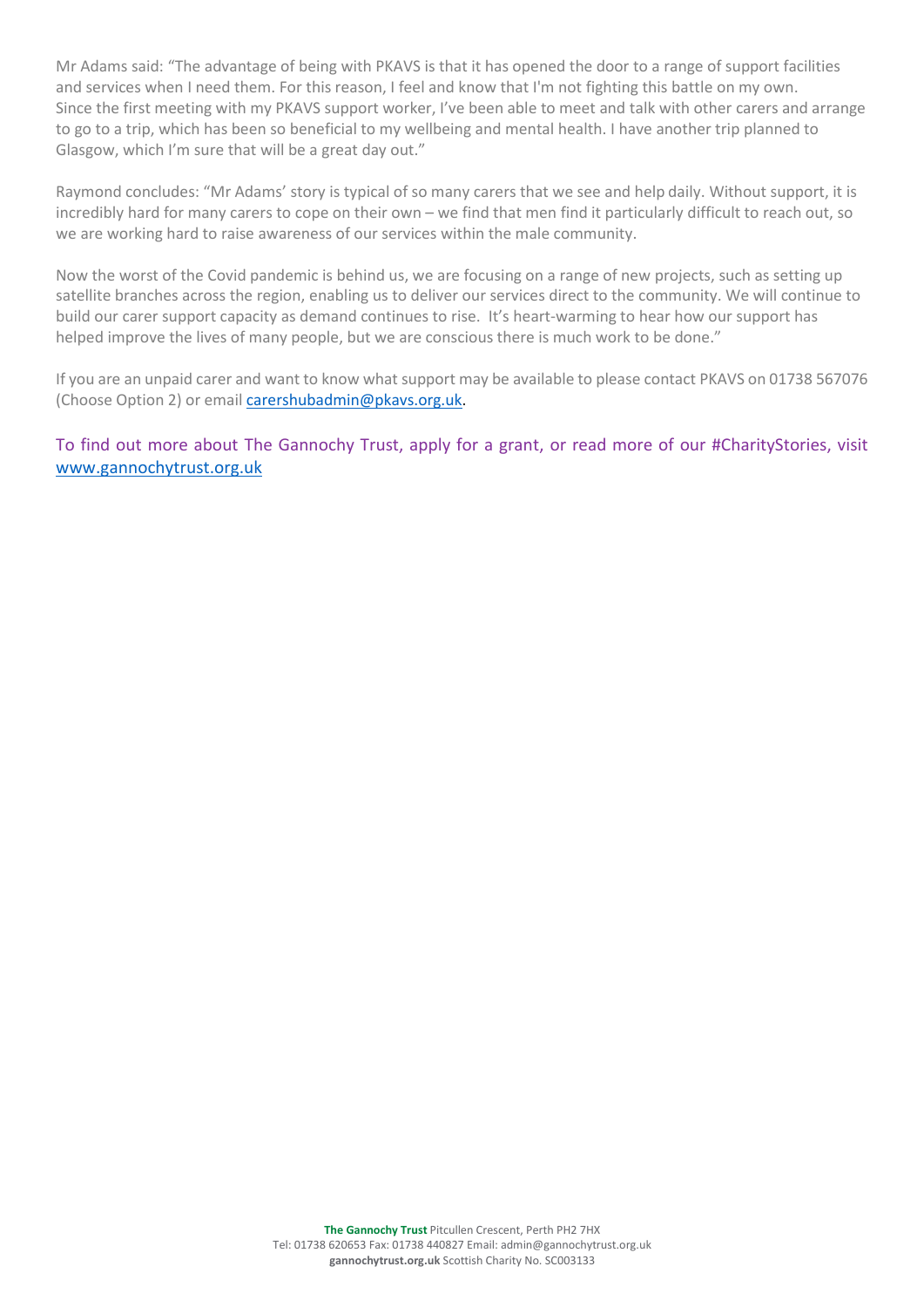Mr Adams said: "The advantage of being with PKAVS is that it has opened the door to a range of support facilities and services when I need them. For this reason, I feel and know that I'm not fighting this battle on my own. Since the first meeting with my PKAVS support worker, I've been able to meet and talk with other carers and arrange to go to a trip, which has been so beneficial to my wellbeing and mental health. I have another trip planned to Glasgow, which I'm sure that will be a great day out."

Raymond concludes: "Mr Adams' story is typical of so many carers that we see and help daily. Without support, it is incredibly hard for many carers to cope on their own – we find that men find it particularly difficult to reach out, so we are working hard to raise awareness of our services within the male community.

Now the worst of the Covid pandemic is behind us, we are focusing on a range of new projects, such as setting up satellite branches across the region, enabling us to deliver our services direct to the community. We will continue to build our carer support capacity as demand continues to rise. It's heart-warming to hear how our support has helped improve the lives of many people, but we are conscious there is much work to be done."

If you are an unpaid carer and want to know what support may be available to please contact PKAVS on 01738 567076 (Choose Option 2) or email carershubadmin@pkavs.org.uk.

To find out more about The Gannochy Trust, apply for a grant, or read more of our #CharityStories, visit www.gannochytrust.org.uk

**The Gannochy Trust** Pitcullen Crescent, Perth PH2 7HX
Tel: 01738 620653 Fax: 01738 440827 Email: admin@gannochytrust.org.uk
**gannochytrust.org.uk** Scottish Charity No. SC003133